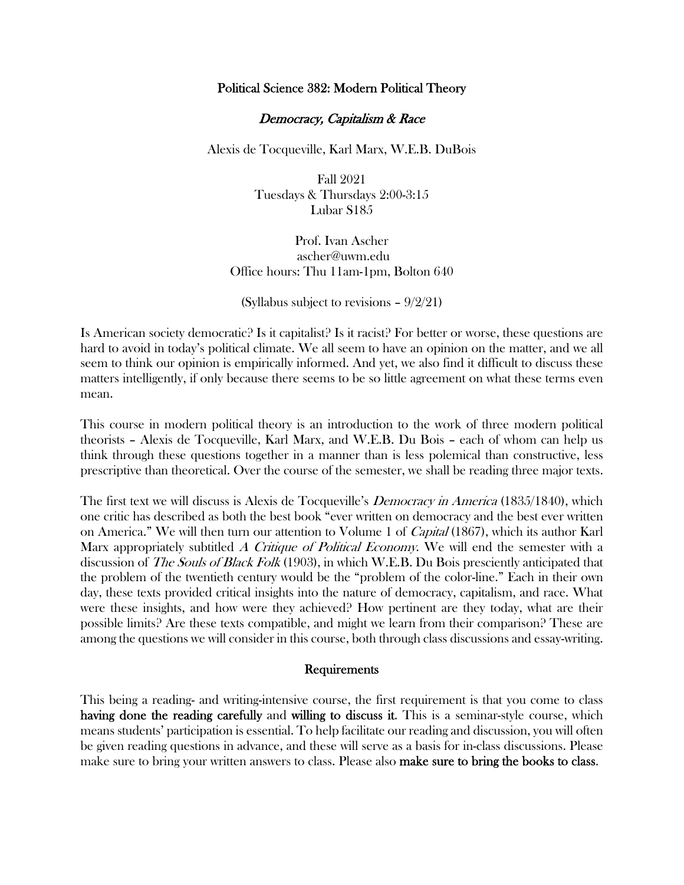# Political Science 382: Modern Political Theory

## *Democracy, Capitalism & Race*

Alexis de Tocqueville, Karl Marx, W.E.B. DuBois

Fall 2021
Tuesdays & Thursdays 2:00-3:15
Lubar S185

Prof. Ivan Ascher
ascher@uwm.edu
Office hours: Thu 11am-1pm, Bolton 640

(Syllabus subject to revisions – 9/2/21)

Is American society democratic? Is it capitalist? Is it racist? For better or worse, these questions are hard to avoid in today's political climate. We all seem to have an opinion on the matter, and we all seem to think our opinion is empirically informed. And yet, we also find it difficult to discuss these matters intelligently, if only because there seems to be so little agreement on what these terms even mean.

This course in modern political theory is an introduction to the work of three modern political theorists – Alexis de Tocqueville, Karl Marx, and W.E.B. Du Bois – each of whom can help us think through these questions together in a manner than is less polemical than constructive, less prescriptive than theoretical. Over the course of the semester, we shall be reading three major texts.

The first text we will discuss is Alexis de Tocqueville's *Democracy in America* (1835/1840), which one critic has described as both the best book "ever written on democracy and the best ever written on America." We will then turn our attention to Volume 1 of *Capital* (1867), which its author Karl Marx appropriately subtitled *A Critique of Political Economy*. We will end the semester with a discussion of *The Souls of Black Folk* (1903), in which W.E.B. Du Bois presciently anticipated that the problem of the twentieth century would be the "problem of the color-line." Each in their own day, these texts provided critical insights into the nature of democracy, capitalism, and race. What were these insights, and how were they achieved? How pertinent are they today, what are their possible limits? Are these texts compatible, and might we learn from their comparison? These are among the questions we will consider in this course, both through class discussions and essay-writing.

### Requirements

This being a reading- and writing-intensive course, the first requirement is that you come to class **having done the reading carefully** and **willing to discuss it**. This is a seminar-style course, which means students' participation is essential. To help facilitate our reading and discussion, you will often be given reading questions in advance, and these will serve as a basis for in-class discussions. Please make sure to bring your written answers to class. Please also **make sure to bring the books to class**.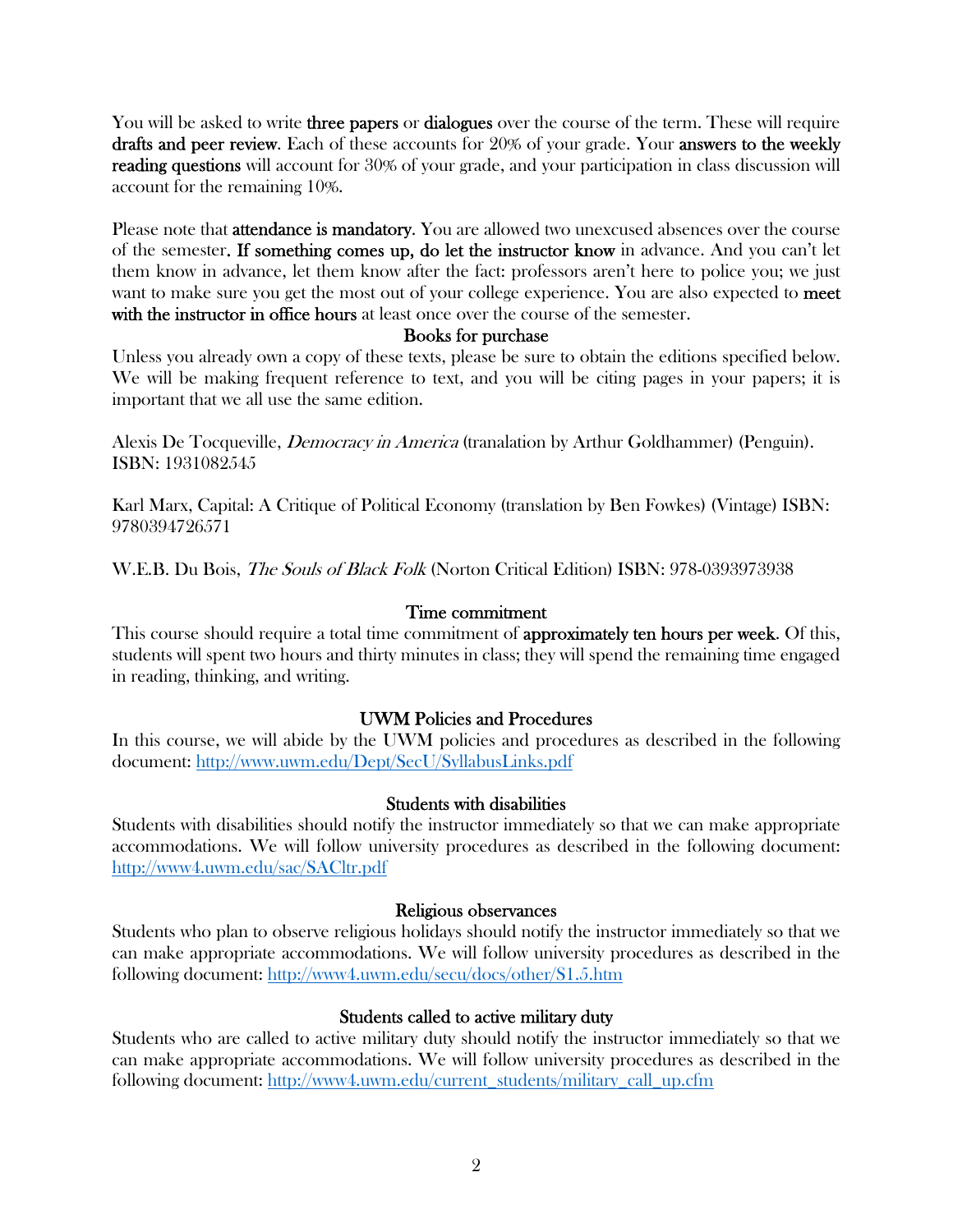You will be asked to write **three papers** or **dialogues** over the course of the term. These will require **drafts and peer review**. Each of these accounts for 20% of your grade. Your **answers to the weekly reading questions** will account for 30% of your grade, and your participation in class discussion will account for the remaining 10%.

Please note that **attendance is mandatory**. You are allowed two unexcused absences over the course of the semester. **If something comes up, do let the instructor know** in advance. And you can't let them know in advance, let them know after the fact: professors aren't here to police you; we just want to make sure you get the most out of your college experience. You are also expected to **meet with the instructor in office hours** at least once over the course of the semester.

## Books for purchase

Unless you already own a copy of these texts, please be sure to obtain the editions specified below. We will be making frequent reference to text, and you will be citing pages in your papers; it is important that we all use the same edition.

Alexis De Tocqueville, *Democracy in America* (tranalation by Arthur Goldhammer) (Penguin). ISBN: 1931082545

Karl Marx, Capital: A Critique of Political Economy (translation by Ben Fowkes) (Vintage) ISBN: 9780394726571

W.E.B. Du Bois, *The Souls of Black Folk* (Norton Critical Edition) ISBN: 978-0393973938

## Time commitment

This course should require a total time commitment of **approximately ten hours per week**. Of this, students will spent two hours and thirty minutes in class; they will spend the remaining time engaged in reading, thinking, and writing.

## UWM Policies and Procedures

In this course, we will abide by the UWM policies and procedures as described in the following document: [http://www.uwm.edu/Dept/SecU/SyllabusLinks.pdf](http://www.uwm.edu/Dept/SecU/SyllabusLinks.pdf)

## Students with disabilities

Students with disabilities should notify the instructor immediately so that we can make appropriate accommodations. We will follow university procedures as described in the following document: [http://www4.uwm.edu/sac/SACltr.pdf](http://www4.uwm.edu/sac/SACltr.pdf)

## Religious observances

Students who plan to observe religious holidays should notify the instructor immediately so that we can make appropriate accommodations. We will follow university procedures as described in the following document: [http://www4.uwm.edu/secu/docs/other/S1.5.htm](http://www4.uwm.edu/secu/docs/other/S1.5.htm)

## Students called to active military duty

Students who are called to active military duty should notify the instructor immediately so that we can make appropriate accommodations. We will follow university procedures as described in the following document: [http://www4.uwm.edu/current_students/military_call_up.cfm](http://www4.uwm.edu/current_students/military_call_up.cfm)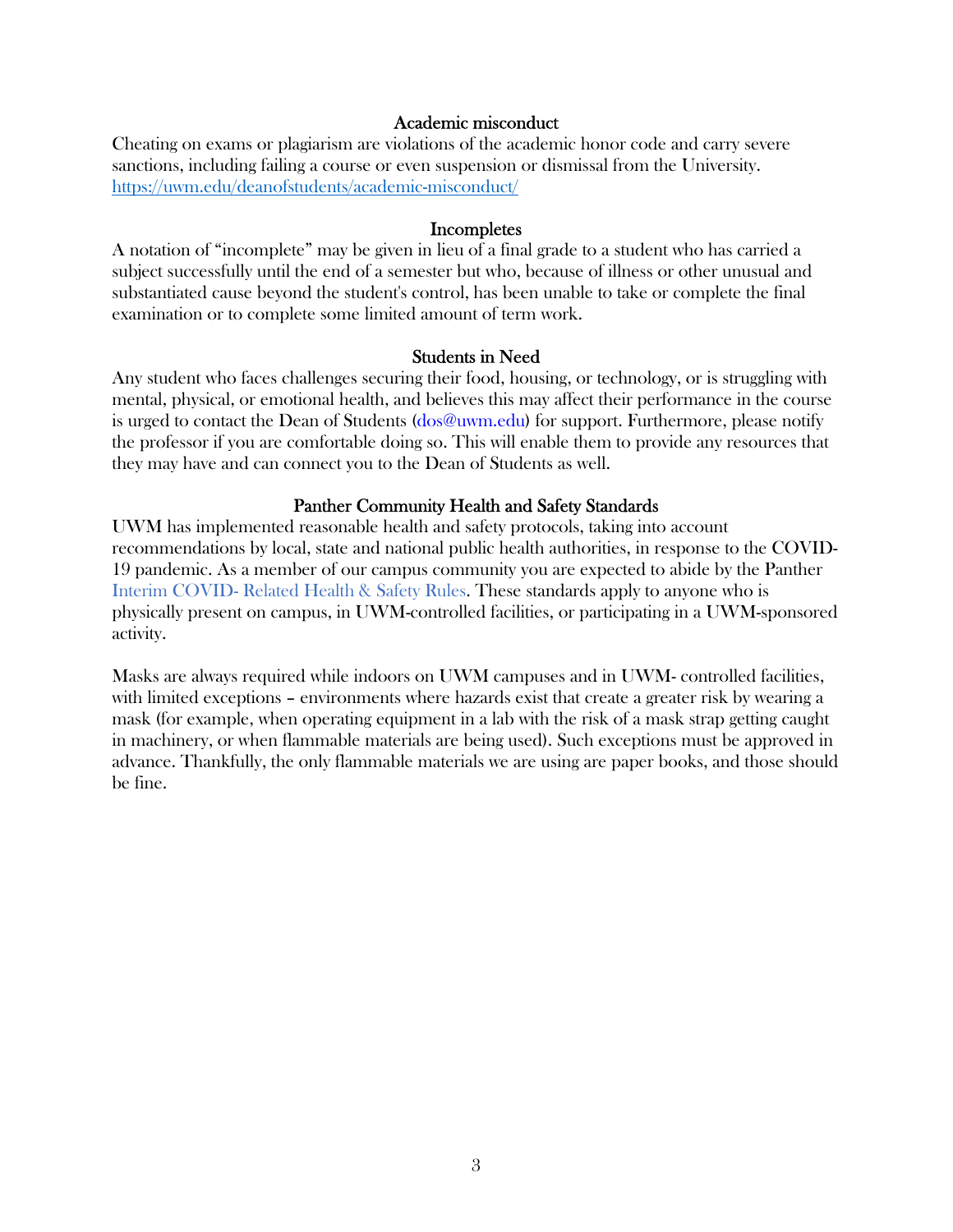## Academic misconduct

Cheating on exams or plagiarism are violations of the academic honor code and carry severe sanctions, including failing a course or even suspension or dismissal from the University. https://uwm.edu/deanofstudents/academic-misconduct/

## Incompletes

A notation of "incomplete" may be given in lieu of a final grade to a student who has carried a subject successfully until the end of a semester but who, because of illness or other unusual and substantiated cause beyond the student's control, has been unable to take or complete the final examination or to complete some limited amount of term work.

## Students in Need

Any student who faces challenges securing their food, housing, or technology, or is struggling with mental, physical, or emotional health, and believes this may affect their performance in the course is urged to contact the Dean of Students (dos@uwm.edu) for support. Furthermore, please notify the professor if you are comfortable doing so. This will enable them to provide any resources that they may have and can connect you to the Dean of Students as well.

## Panther Community Health and Safety Standards

UWM has implemented reasonable health and safety protocols, taking into account recommendations by local, state and national public health authorities, in response to the COVID-19 pandemic. As a member of our campus community you are expected to abide by the Panther Interim COVID- Related Health & Safety Rules. These standards apply to anyone who is physically present on campus, in UWM-controlled facilities, or participating in a UWM-sponsored activity.

Masks are always required while indoors on UWM campuses and in UWM- controlled facilities, with limited exceptions – environments where hazards exist that create a greater risk by wearing a mask (for example, when operating equipment in a lab with the risk of a mask strap getting caught in machinery, or when flammable materials are being used). Such exceptions must be approved in advance. Thankfully, the only flammable materials we are using are paper books, and those should be fine.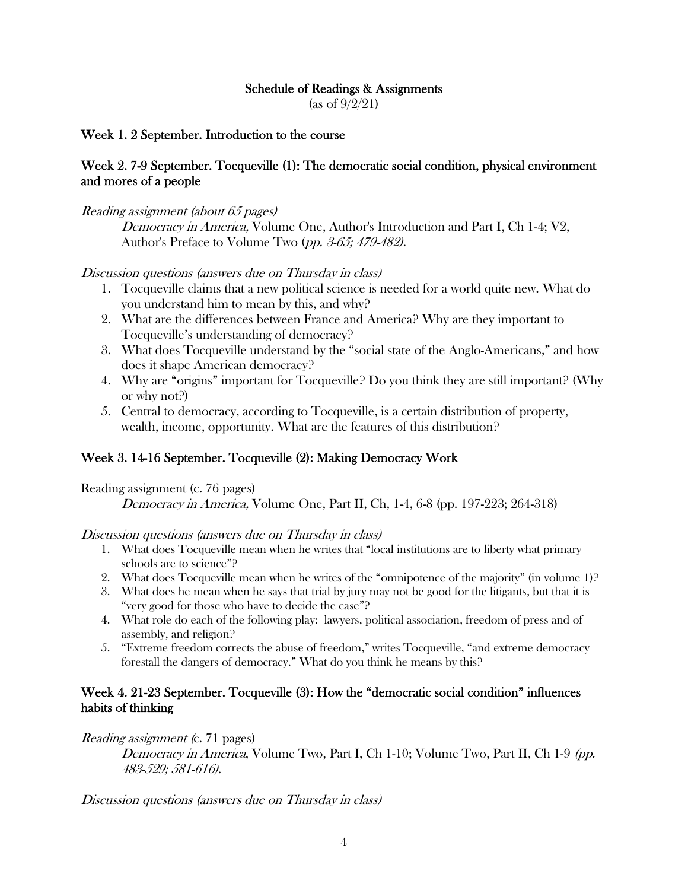# Schedule of Readings & Assignments

(as of 9/2/21)

## Week 1. 2 September. Introduction to the course

## Week 2. 7-9 September. Tocqueville (1): The democratic social condition, physical environment and mores of a people

*Reading assignment (about 65 pages)*

*Democracy in America,* Volume One, Author's Introduction and Part I, Ch 1-4; V2, Author's Preface to Volume Two (*pp. 3-65; 479-482).*

*Discussion questions (answers due on Thursday in class)*

1. Tocqueville claims that a new political science is needed for a world quite new. What do you understand him to mean by this, and why?
2. What are the differences between France and America? Why are they important to Tocqueville's understanding of democracy?
3. What does Tocqueville understand by the "social state of the Anglo-Americans," and how does it shape American democracy?
4. Why are "origins" important for Tocqueville? Do you think they are still important? (Why or why not?)
5. Central to democracy, according to Tocqueville, is a certain distribution of property, wealth, income, opportunity. What are the features of this distribution?

## Week 3. 14-16 September. Tocqueville (2): Making Democracy Work

Reading assignment (c. 76 pages)

*Democracy in America,* Volume One, Part II, Ch, 1-4, 6-8 (pp. 197-223; 264-318)

*Discussion questions (answers due on Thursday in class)*

1. What does Tocqueville mean when he writes that "local institutions are to liberty what primary schools are to science"?
2. What does Tocqueville mean when he writes of the "omnipotence of the majority" (in volume 1)?
3. What does he mean when he says that trial by jury may not be good for the litigants, but that it is "very good for those who have to decide the case"?
4. What role do each of the following play: lawyers, political association, freedom of press and of assembly, and religion?
5. "Extreme freedom corrects the abuse of freedom," writes Tocqueville, "and extreme democracy forestall the dangers of democracy." What do you think he means by this?

## Week 4. 21-23 September. Tocqueville (3): How the "democratic social condition" influences habits of thinking

*Reading assignment (*c. 71 pages)

*Democracy in America*, Volume Two, Part I, Ch 1-10; Volume Two, Part II, Ch 1-9 *(pp. 483-529; 581-616).*

*Discussion questions (answers due on Thursday in class)*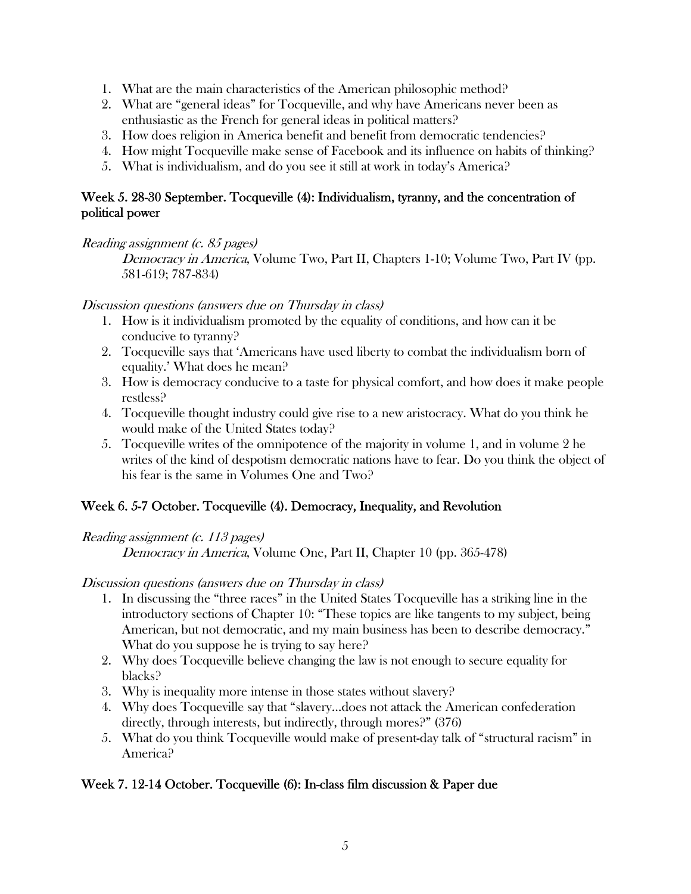1. What are the main characteristics of the American philosophic method?
2. What are "general ideas" for Tocqueville, and why have Americans never been as enthusiastic as the French for general ideas in political matters?
3. How does religion in America benefit and benefit from democratic tendencies?
4. How might Tocqueville make sense of Facebook and its influence on habits of thinking?
5. What is individualism, and do you see it still at work in today's America?

## Week 5. 28-30 September. Tocqueville (4): Individualism, tyranny, and the concentration of political power

*Reading assignment (c. 85 pages)*

*Democracy in America*, Volume Two, Part II, Chapters 1-10; Volume Two, Part IV (pp. 581-619; 787-834)

*Discussion questions (answers due on Thursday in class)*

1. How is it individualism promoted by the equality of conditions, and how can it be conducive to tyranny?
2. Tocqueville says that 'Americans have used liberty to combat the individualism born of equality.' What does he mean?
3. How is democracy conducive to a taste for physical comfort, and how does it make people restless?
4. Tocqueville thought industry could give rise to a new aristocracy. What do you think he would make of the United States today?
5. Tocqueville writes of the omnipotence of the majority in volume 1, and in volume 2 he writes of the kind of despotism democratic nations have to fear. Do you think the object of his fear is the same in Volumes One and Two?

## Week 6. 5-7 October. Tocqueville (4). Democracy, Inequality, and Revolution

*Reading assignment (c. 113 pages)*

*Democracy in America*, Volume One, Part II, Chapter 10 (pp. 365-478)

*Discussion questions (answers due on Thursday in class)*

1. In discussing the "three races" in the United States Tocqueville has a striking line in the introductory sections of Chapter 10: "These topics are like tangents to my subject, being American, but not democratic, and my main business has been to describe democracy." What do you suppose he is trying to say here?
2. Why does Tocqueville believe changing the law is not enough to secure equality for blacks?
3. Why is inequality more intense in those states without slavery?
4. Why does Tocqueville say that "slavery…does not attack the American confederation directly, through interests, but indirectly, through mores?" (376)
5. What do you think Tocqueville would make of present-day talk of "structural racism" in America?

## Week 7. 12-14 October. Tocqueville (6): In-class film discussion & Paper due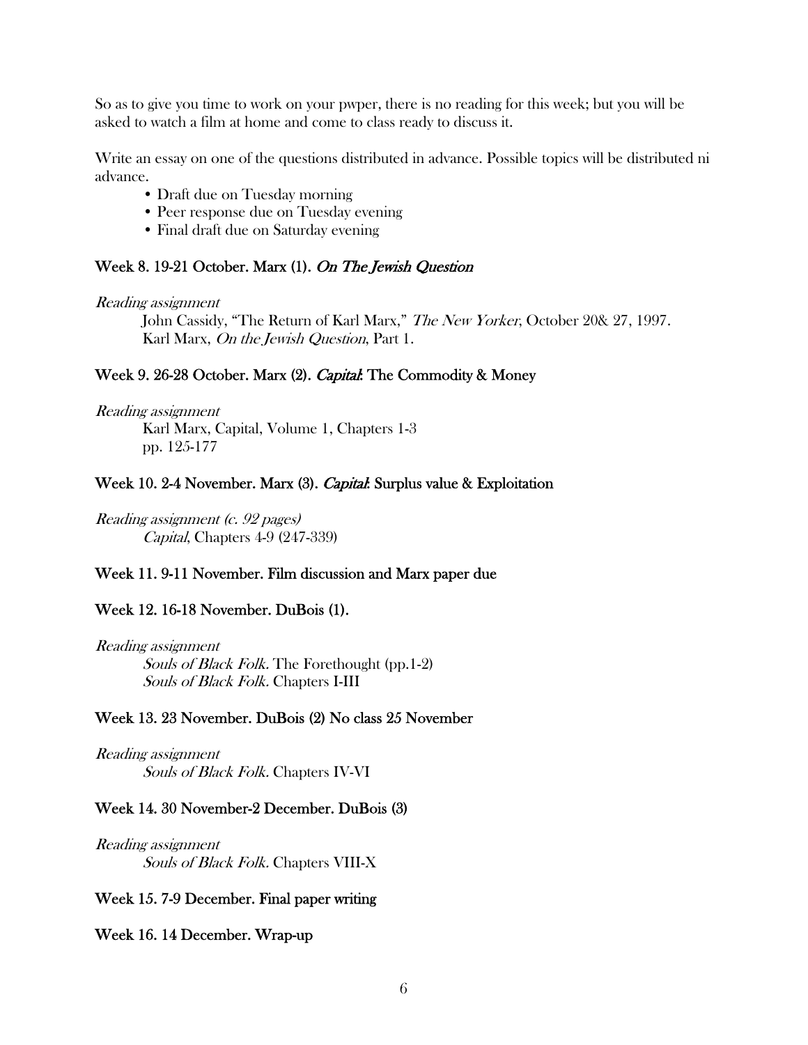So as to give you time to work on your pwper, there is no reading for this week; but you will be asked to watch a film at home and come to class ready to discuss it.

Write an essay on one of the questions distributed in advance. Possible topics will be distributed ni advance.

- Draft due on Tuesday morning
- Peer response due on Tuesday evening
- Final draft due on Saturday evening

### Week 8. 19-21 October. Marx (1). *On The Jewish Question*

*Reading assignment*

John Cassidy, "The Return of Karl Marx," *The New Yorker*, October 20& 27, 1997.
Karl Marx, *On the Jewish Question*, Part 1.

### Week 9. 26-28 October. Marx (2). *Capital*: The Commodity & Money

*Reading assignment*

Karl Marx, Capital, Volume 1, Chapters 1-3
pp. 125-177

### Week 10. 2-4 November. Marx (3). *Capital*: Surplus value & Exploitation

*Reading assignment (c. 92 pages)*

*Capital*, Chapters 4-9 (247-339)

### Week 11. 9-11 November. Film discussion and Marx paper due

### Week 12. 16-18 November. DuBois (1).

*Reading assignment*

*Souls of Black Folk.* The Forethought (pp.1-2)
*Souls of Black Folk.* Chapters I-III

### Week 13. 23 November. DuBois (2) No class 25 November

*Reading assignment*

*Souls of Black Folk.* Chapters IV-VI

### Week 14. 30 November-2 December. DuBois (3)

*Reading assignment*

*Souls of Black Folk.* Chapters VIII-X

### Week 15. 7-9 December. Final paper writing

### Week 16. 14 December. Wrap-up